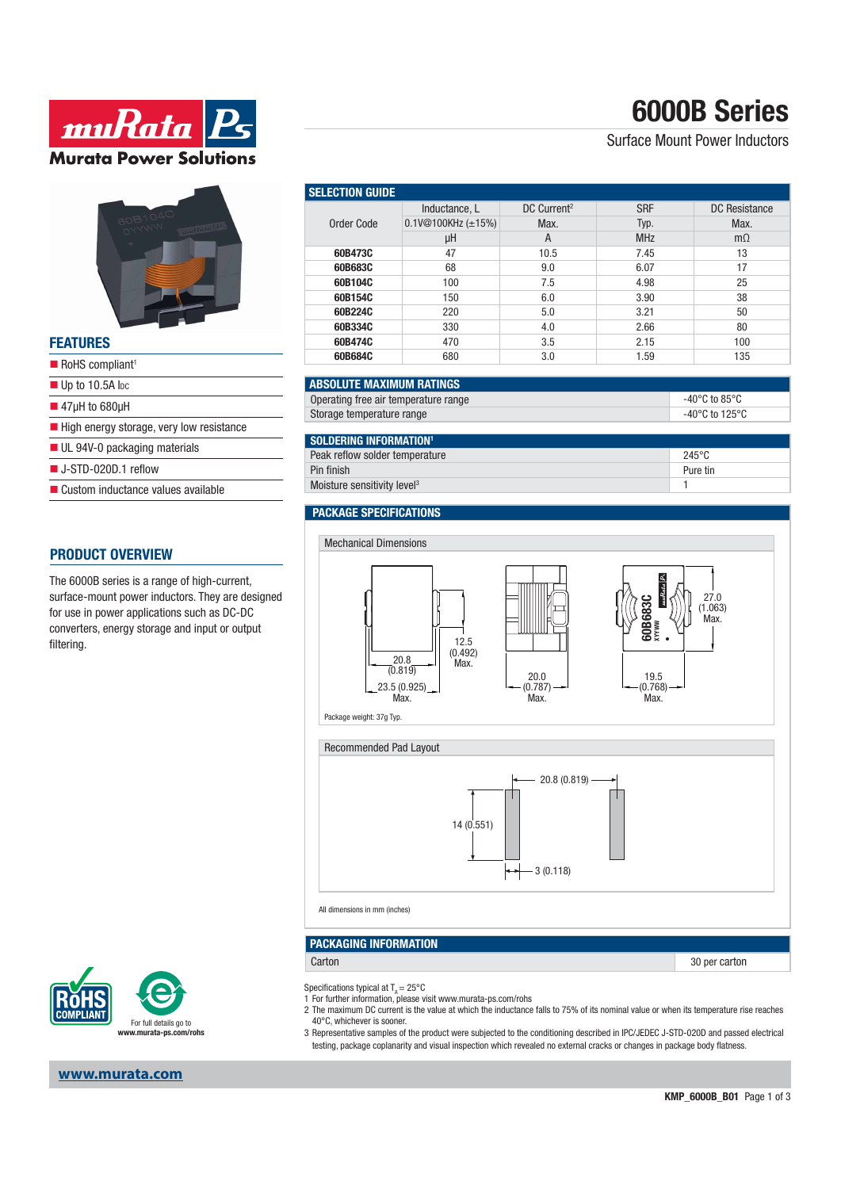# 6000B Series

Surface Mount Power Inductors

## FEATURES

- RoHS compliant[1]
- Up to 10.5A IDC
- 47μH to 680μH
- High energy storage, very low resistance
- UL 94V-0 packaging materials
- J-STD-020D.1 reflow
- Custom inductance values available

## PRODUCT OVERVIEW

The 6000B series is a range of high-current, surface-mount power inductors. They are designed for use in power applications such as DC-DC converters, energy storage and input or output filtering.

## SELECTION GUIDE

| Order Code | Inductance, L 0.1V@100KHz (±15%) | DC Current[2] Max. | SRF Typ. | DC Resistance Max. |
|---|---|---|---|---|
| | μH | A | MHz | mΩ |
| **60B473C** | 47 | 10.5 | 7.45 | 13 |
| **60B683C** | 68 | 9.0 | 6.07 | 17 |
| **60B104C** | 100 | 7.5 | 4.98 | 25 |
| **60B154C** | 150 | 6.0 | 3.90 | 38 |
| **60B224C** | 220 | 5.0 | 3.21 | 50 |
| **60B334C** | 330 | 4.0 | 2.66 | 80 |
| **60B474C** | 470 | 3.5 | 2.15 | 100 |
| **60B684C** | 680 | 3.0 | 1.59 | 135 |

## ABSOLUTE MAXIMUM RATINGS

| | |
|---|---|
| Operating free air temperature range | -40°C to 85°C |
| Storage temperature range | -40°C to 125°C |

## SOLDERING INFORMATION[1]

| | |
|---|---|
| Peak reflow solder temperature | 245°C |
| Pin finish | Pure tin |
| Moisture sensitivity level[3] | 1 |

## PACKAGE SPECIFICATIONS

### Mechanical Dimensions

20.8 (0.819); 23.5 (0.925) Max.; 12.5 (0.492) Max.; 20.0 (0.787) Max.; 19.5 (0.768) Max.; 27.0 (1.063) Max.

Package weight: 37g Typ.

### Recommended Pad Layout

20.8 (0.819); 14 (0.551); 3 (0.118)

All dimensions in mm (inches)

## PACKAGING INFORMATION

| | |
|---|---|
| Carton | 30 per carton |

Specifications typical at $T_A$ = 25°C

1 For further information, please visit www.murata-ps.com/rohs

2 The maximum DC current is the value at which the inductance falls to 75% of its nominal value or when its temperature rise reaches 40°C, whichever is sooner.

3 Representative samples of the product were subjected to the conditioning described in IPC/JEDEC J-STD-020D and passed electrical testing, package coplanarity and visual inspection which revealed no external cracks or changes in package body flatness.

For full details go to www.murata-ps.com/rohs

www.murata.com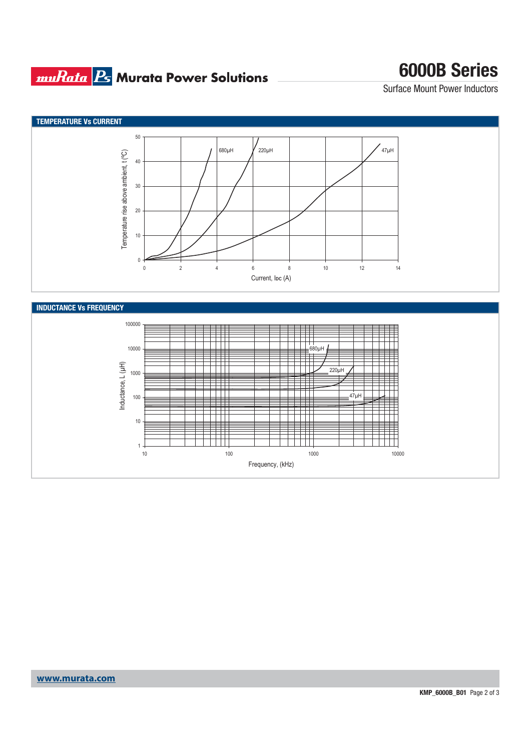## TEMPERATURE Vs CURRENT

Temperature rise above ambient, t (ºC)

Current, Iᴅᴄ (A)

680µH 220µH 47µH

## INDUCTANCE Vs FREQUENCY

Inductance, L (µH)

Frequency, (kHz)

680µH 220µH 47µH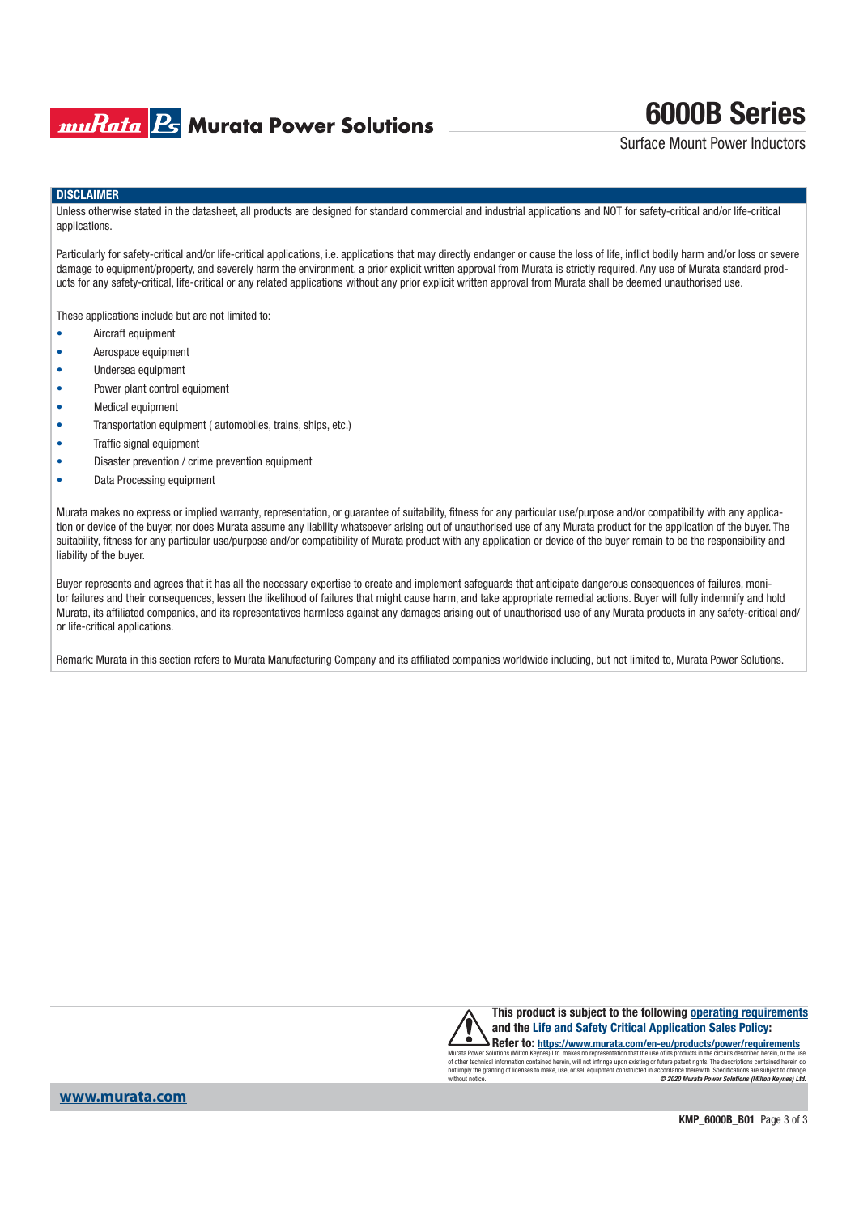## DISCLAIMER

Unless otherwise stated in the datasheet, all products are designed for standard commercial and industrial applications and NOT for safety-critical and/or life-critical applications.

Particularly for safety-critical and/or life-critical applications, i.e. applications that may directly endanger or cause the loss of life, inflict bodily harm and/or loss or severe damage to equipment/property, and severely harm the environment, a prior explicit written approval from Murata is strictly required. Any use of Murata standard products for any safety-critical, life-critical or any related applications without any prior explicit written approval from Murata shall be deemed unauthorised use.

These applications include but are not limited to:

- Aircraft equipment
- Aerospace equipment
- Undersea equipment
- Power plant control equipment
- Medical equipment
- Transportation equipment ( automobiles, trains, ships, etc.)
- Traffic signal equipment
- Disaster prevention / crime prevention equipment
- Data Processing equipment

Murata makes no express or implied warranty, representation, or guarantee of suitability, fitness for any particular use/purpose and/or compatibility with any application or device of the buyer, nor does Murata assume any liability whatsoever arising out of unauthorised use of any Murata product for the application of the buyer. The suitability, fitness for any particular use/purpose and/or compatibility of Murata product with any application or device of the buyer remain to be the responsibility and liability of the buyer.

Buyer represents and agrees that it has all the necessary expertise to create and implement safeguards that anticipate dangerous consequences of failures, monitor failures and their consequences, lessen the likelihood of failures that might cause harm, and take appropriate remedial actions. Buyer will fully indemnify and hold Murata, its affiliated companies, and its representatives harmless against any damages arising out of unauthorised use of any Murata products in any safety-critical and/or life-critical applications.

Remark: Murata in this section refers to Murata Manufacturing Company and its affiliated companies worldwide including, but not limited to, Murata Power Solutions.

**This product is subject to the following operating requirements and the Life and Safety Critical Application Sales Policy:**
**Refer to: https://www.murata.com/en-eu/products/power/requirements**

Murata Power Solutions (Milton Keynes) Ltd. makes no representation that the use of its products in the circuits described herein, or the use of other technical information contained herein, will not infringe upon existing or future patent rights. The descriptions contained herein do not imply the granting of licenses to make, use, or sell equipment constructed in accordance therewith. Specifications are subject to change without notice.

***© 2020 Murata Power Solutions (Milton Keynes) Ltd.***